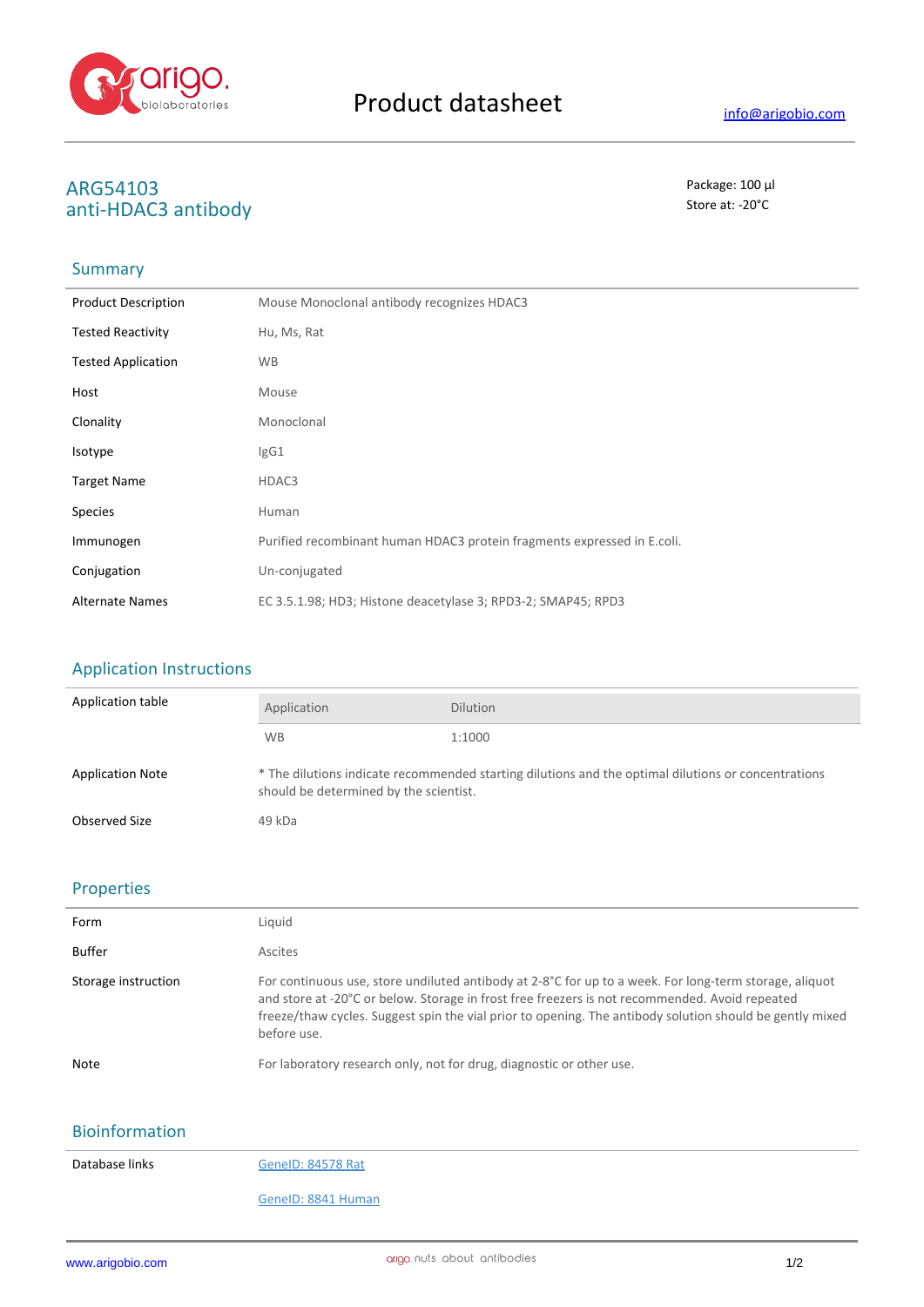Product datasheet

info@arigobio.com

# ARG54103
# anti-HDAC3 antibody

Package: 100 μl
Store at: -20°C

## Summary

| | |
|---|---|
| Product Description | Mouse Monoclonal antibody recognizes HDAC3 |
| Tested Reactivity | Hu, Ms, Rat |
| Tested Application | WB |
| Host | Mouse |
| Clonality | Monoclonal |
| Isotype | IgG1 |
| Target Name | HDAC3 |
| Species | Human |
| Immunogen | Purified recombinant human HDAC3 protein fragments expressed in E.coli. |
| Conjugation | Un-conjugated |
| Alternate Names | EC 3.5.1.98; HD3; Histone deacetylase 3; RPD3-2; SMAP45; RPD3 |

## Application Instructions

Application table

| Application | Dilution |
|---|---|
| WB | 1:1000 |

| | |
|---|---|
| Application Note | * The dilutions indicate recommended starting dilutions and the optimal dilutions or concentrations should be determined by the scientist. |
| Observed Size | 49 kDa |

## Properties

| | |
|---|---|
| Form | Liquid |
| Buffer | Ascites |
| Storage instruction | For continuous use, store undiluted antibody at 2-8°C for up to a week. For long-term storage, aliquot and store at -20°C or below. Storage in frost free freezers is not recommended. Avoid repeated freeze/thaw cycles. Suggest spin the vial prior to opening. The antibody solution should be gently mixed before use. |
| Note | For laboratory research only, not for drug, diagnostic or other use. |

## Bioinformation

| | |
|---|---|
| Database links | GeneID: 84578 Rat |
| | GeneID: 8841 Human |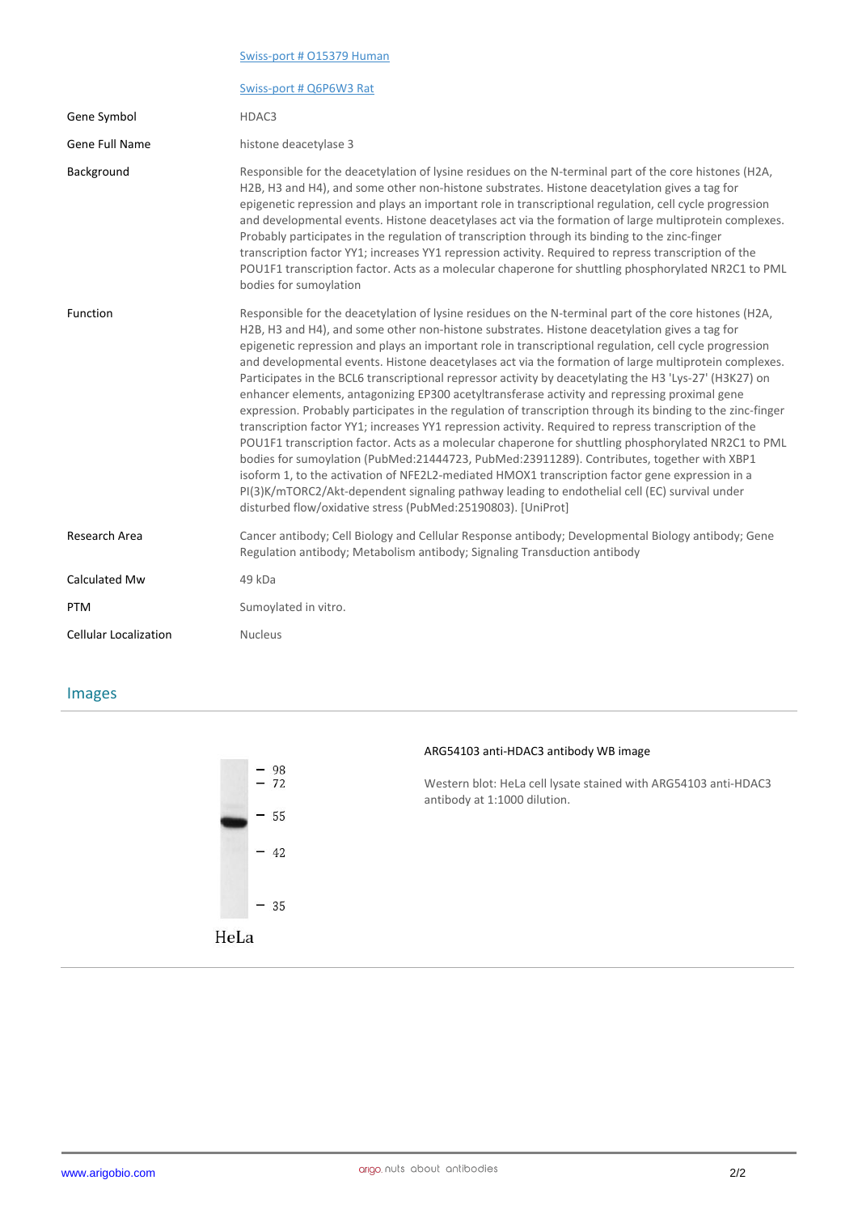[Swiss-port # O15379 Human](#)

[Swiss-port # Q6P6W3 Rat](#)

| | |
|---|---|
| Gene Symbol | HDAC3 |
| Gene Full Name | histone deacetylase 3 |
| Background | Responsible for the deacetylation of lysine residues on the N-terminal part of the core histones (H2A, H2B, H3 and H4), and some other non-histone substrates. Histone deacetylation gives a tag for epigenetic repression and plays an important role in transcriptional regulation, cell cycle progression and developmental events. Histone deacetylases act via the formation of large multiprotein complexes. Probably participates in the regulation of transcription through its binding to the zinc-finger transcription factor YY1; increases YY1 repression activity. Required to repress transcription of the POU1F1 transcription factor. Acts as a molecular chaperone for shuttling phosphorylated NR2C1 to PML bodies for sumoylation |
| Function | Responsible for the deacetylation of lysine residues on the N-terminal part of the core histones (H2A, H2B, H3 and H4), and some other non-histone substrates. Histone deacetylation gives a tag for epigenetic repression and plays an important role in transcriptional regulation, cell cycle progression and developmental events. Histone deacetylases act via the formation of large multiprotein complexes. Participates in the BCL6 transcriptional repressor activity by deacetylating the H3 'Lys-27' (H3K27) on enhancer elements, antagonizing EP300 acetyltransferase activity and repressing proximal gene expression. Probably participates in the regulation of transcription through its binding to the zinc-finger transcription factor YY1; increases YY1 repression activity. Required to repress transcription of the POU1F1 transcription factor. Acts as a molecular chaperone for shuttling phosphorylated NR2C1 to PML bodies for sumoylation (PubMed:21444723, PubMed:23911289). Contributes, together with XBP1 isoform 1, to the activation of NFE2L2-mediated HMOX1 transcription factor gene expression in a PI(3)K/mTORC2/Akt-dependent signaling pathway leading to endothelial cell (EC) survival under disturbed flow/oxidative stress (PubMed:25190803). [UniProt] |
| Research Area | Cancer antibody; Cell Biology and Cellular Response antibody; Developmental Biology antibody; Gene Regulation antibody; Metabolism antibody; Signaling Transduction antibody |
| Calculated Mw | 49 kDa |
| PTM | Sumoylated in vitro. |
| Cellular Localization | Nucleus |

## Images

98
72
55
42
35
HeLa

**ARG54103 anti-HDAC3 antibody WB image**

Western blot: HeLa cell lysate stained with ARG54103 anti-HDAC3 antibody at 1:1000 dilution.